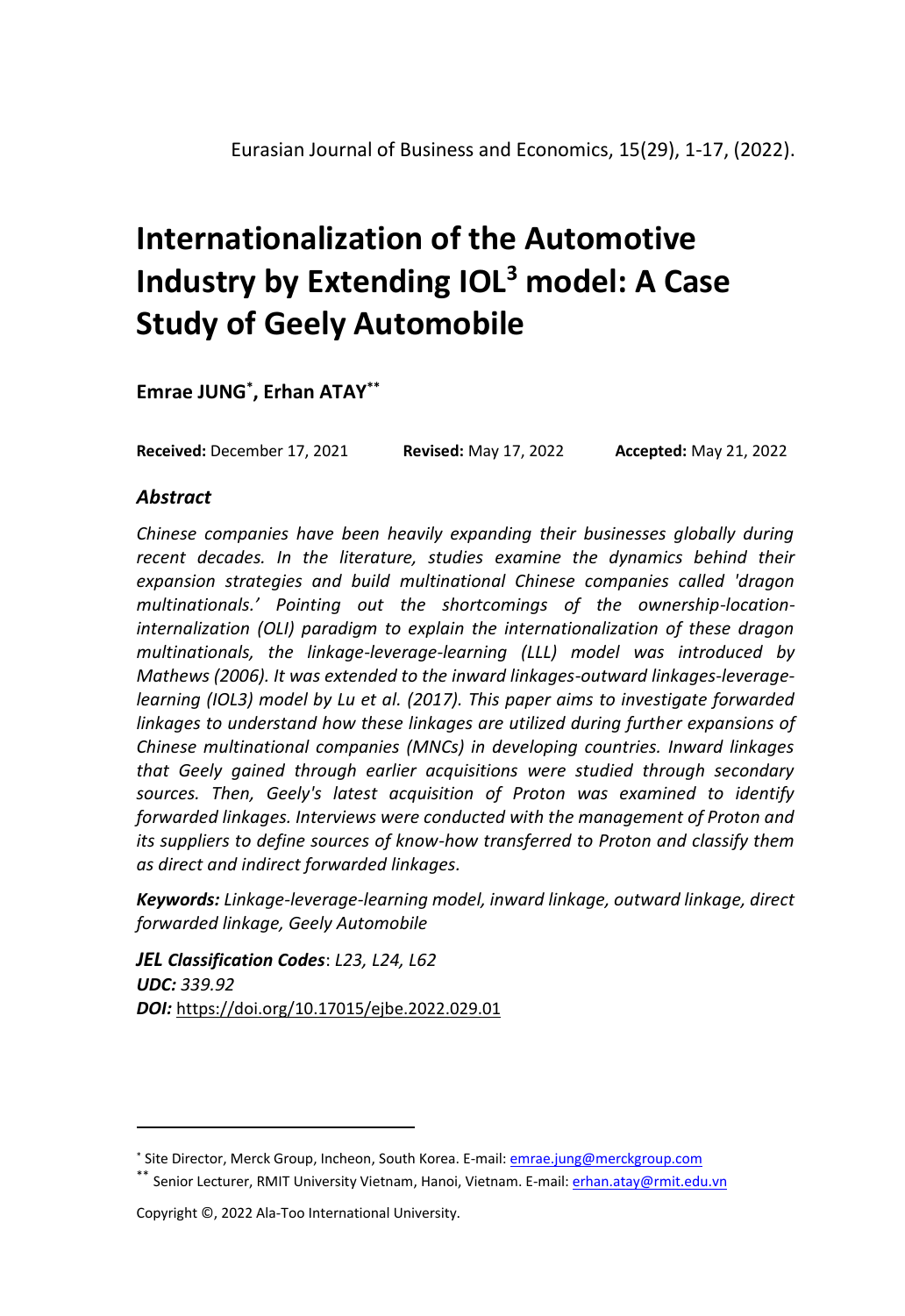# Internationalization of the Automotive Industry by Extending IOL$^3$ model: A Case Study of Geely Automobile

**Emrae JUNG**[*]**, Erhan ATAY**[**]

**Received:** December 17, 2021 **Revised:** May 17, 2022 **Accepted:** May 21, 2022

### *Abstract*

*Chinese companies have been heavily expanding their businesses globally during recent decades. In the literature, studies examine the dynamics behind their expansion strategies and build multinational Chinese companies called 'dragon multinationals.' Pointing out the shortcomings of the ownership-location-internalization (OLI) paradigm to explain the internationalization of these dragon multinationals, the linkage-leverage-learning (LLL) model was introduced by Mathews (2006). It was extended to the inward linkages-outward linkages-leverage-learning (IOL3) model by Lu et al. (2017). This paper aims to investigate forwarded linkages to understand how these linkages are utilized during further expansions of Chinese multinational companies (MNCs) in developing countries. Inward linkages that Geely gained through earlier acquisitions were studied through secondary sources. Then, Geely's latest acquisition of Proton was examined to identify forwarded linkages. Interviews were conducted with the management of Proton and its suppliers to define sources of know-how transferred to Proton and classify them as direct and indirect forwarded linkages.*

***Keywords:*** *Linkage-leverage-learning model, inward linkage, outward linkage, direct forwarded linkage, Geely Automobile*

***JEL Classification Codes***: *L23, L24, L62*
***UDC:*** *339.92*
***DOI:*** https://doi.org/10.17015/ejbe.2022.029.01

---

[*] Site Director, Merck Group, Incheon, South Korea. E-mail: emrae.jung@merckgroup.com

[**] Senior Lecturer, RMIT University Vietnam, Hanoi, Vietnam. E-mail: erhan.atay@rmit.edu.vn

Copyright ©, 2022 Ala-Too International University.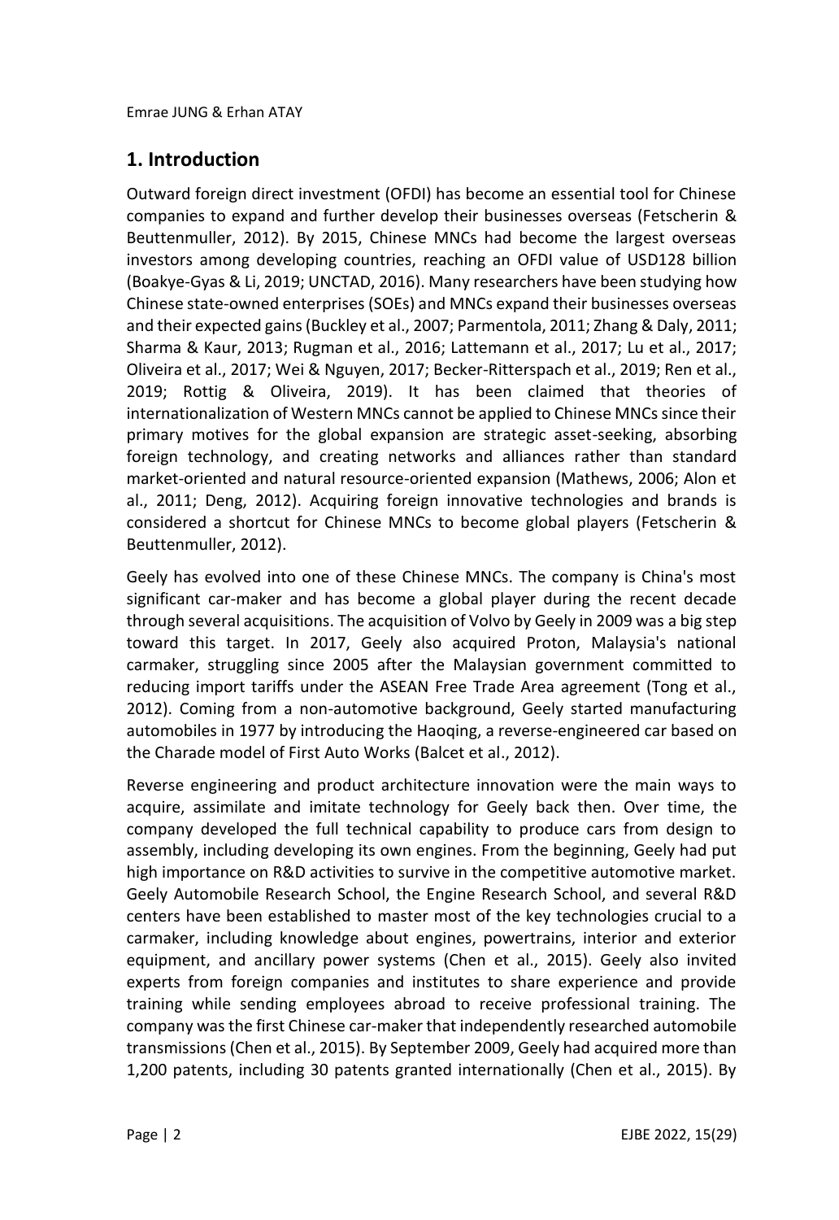## 1. Introduction

Outward foreign direct investment (OFDI) has become an essential tool for Chinese companies to expand and further develop their businesses overseas (Fetscherin & Beuttenmuller, 2012). By 2015, Chinese MNCs had become the largest overseas investors among developing countries, reaching an OFDI value of USD128 billion (Boakye-Gyas & Li, 2019; UNCTAD, 2016). Many researchers have been studying how Chinese state-owned enterprises (SOEs) and MNCs expand their businesses overseas and their expected gains (Buckley et al., 2007; Parmentola, 2011; Zhang & Daly, 2011; Sharma & Kaur, 2013; Rugman et al., 2016; Lattemann et al., 2017; Lu et al., 2017; Oliveira et al., 2017; Wei & Nguyen, 2017; Becker-Ritterspach et al., 2019; Ren et al., 2019; Rottig & Oliveira, 2019). It has been claimed that theories of internationalization of Western MNCs cannot be applied to Chinese MNCs since their primary motives for the global expansion are strategic asset-seeking, absorbing foreign technology, and creating networks and alliances rather than standard market-oriented and natural resource-oriented expansion (Mathews, 2006; Alon et al., 2011; Deng, 2012). Acquiring foreign innovative technologies and brands is considered a shortcut for Chinese MNCs to become global players (Fetscherin & Beuttenmuller, 2012).

Geely has evolved into one of these Chinese MNCs. The company is China's most significant car-maker and has become a global player during the recent decade through several acquisitions. The acquisition of Volvo by Geely in 2009 was a big step toward this target. In 2017, Geely also acquired Proton, Malaysia's national carmaker, struggling since 2005 after the Malaysian government committed to reducing import tariffs under the ASEAN Free Trade Area agreement (Tong et al., 2012). Coming from a non-automotive background, Geely started manufacturing automobiles in 1977 by introducing the Haoqing, a reverse-engineered car based on the Charade model of First Auto Works (Balcet et al., 2012).

Reverse engineering and product architecture innovation were the main ways to acquire, assimilate and imitate technology for Geely back then. Over time, the company developed the full technical capability to produce cars from design to assembly, including developing its own engines. From the beginning, Geely had put high importance on R&D activities to survive in the competitive automotive market. Geely Automobile Research School, the Engine Research School, and several R&D centers have been established to master most of the key technologies crucial to a carmaker, including knowledge about engines, powertrains, interior and exterior equipment, and ancillary power systems (Chen et al., 2015). Geely also invited experts from foreign companies and institutes to share experience and provide training while sending employees abroad to receive professional training. The company was the first Chinese car-maker that independently researched automobile transmissions (Chen et al., 2015). By September 2009, Geely had acquired more than 1,200 patents, including 30 patents granted internationally (Chen et al., 2015). By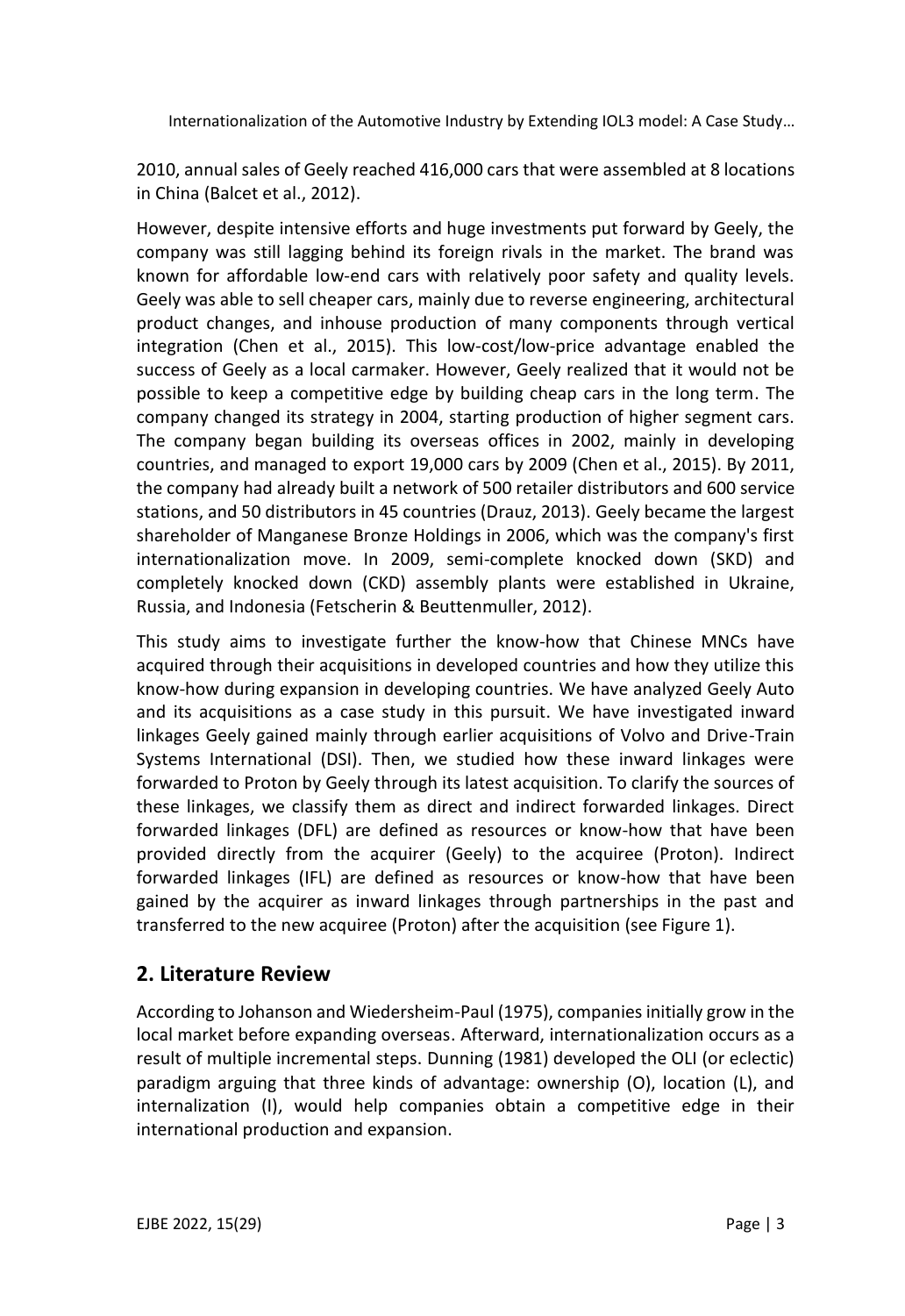2010, annual sales of Geely reached 416,000 cars that were assembled at 8 locations in China (Balcet et al., 2012).

However, despite intensive efforts and huge investments put forward by Geely, the company was still lagging behind its foreign rivals in the market. The brand was known for affordable low-end cars with relatively poor safety and quality levels. Geely was able to sell cheaper cars, mainly due to reverse engineering, architectural product changes, and inhouse production of many components through vertical integration (Chen et al., 2015). This low-cost/low-price advantage enabled the success of Geely as a local carmaker. However, Geely realized that it would not be possible to keep a competitive edge by building cheap cars in the long term. The company changed its strategy in 2004, starting production of higher segment cars. The company began building its overseas offices in 2002, mainly in developing countries, and managed to export 19,000 cars by 2009 (Chen et al., 2015). By 2011, the company had already built a network of 500 retailer distributors and 600 service stations, and 50 distributors in 45 countries (Drauz, 2013). Geely became the largest shareholder of Manganese Bronze Holdings in 2006, which was the company's first internationalization move. In 2009, semi-complete knocked down (SKD) and completely knocked down (CKD) assembly plants were established in Ukraine, Russia, and Indonesia (Fetscherin & Beuttenmuller, 2012).

This study aims to investigate further the know-how that Chinese MNCs have acquired through their acquisitions in developed countries and how they utilize this know-how during expansion in developing countries. We have analyzed Geely Auto and its acquisitions as a case study in this pursuit. We have investigated inward linkages Geely gained mainly through earlier acquisitions of Volvo and Drive-Train Systems International (DSI). Then, we studied how these inward linkages were forwarded to Proton by Geely through its latest acquisition. To clarify the sources of these linkages, we classify them as direct and indirect forwarded linkages. Direct forwarded linkages (DFL) are defined as resources or know-how that have been provided directly from the acquirer (Geely) to the acquiree (Proton). Indirect forwarded linkages (IFL) are defined as resources or know-how that have been gained by the acquirer as inward linkages through partnerships in the past and transferred to the new acquiree (Proton) after the acquisition (see Figure 1).

## 2. Literature Review

According to Johanson and Wiedersheim-Paul (1975), companies initially grow in the local market before expanding overseas. Afterward, internationalization occurs as a result of multiple incremental steps. Dunning (1981) developed the OLI (or eclectic) paradigm arguing that three kinds of advantage: ownership (O), location (L), and internalization (I), would help companies obtain a competitive edge in their international production and expansion.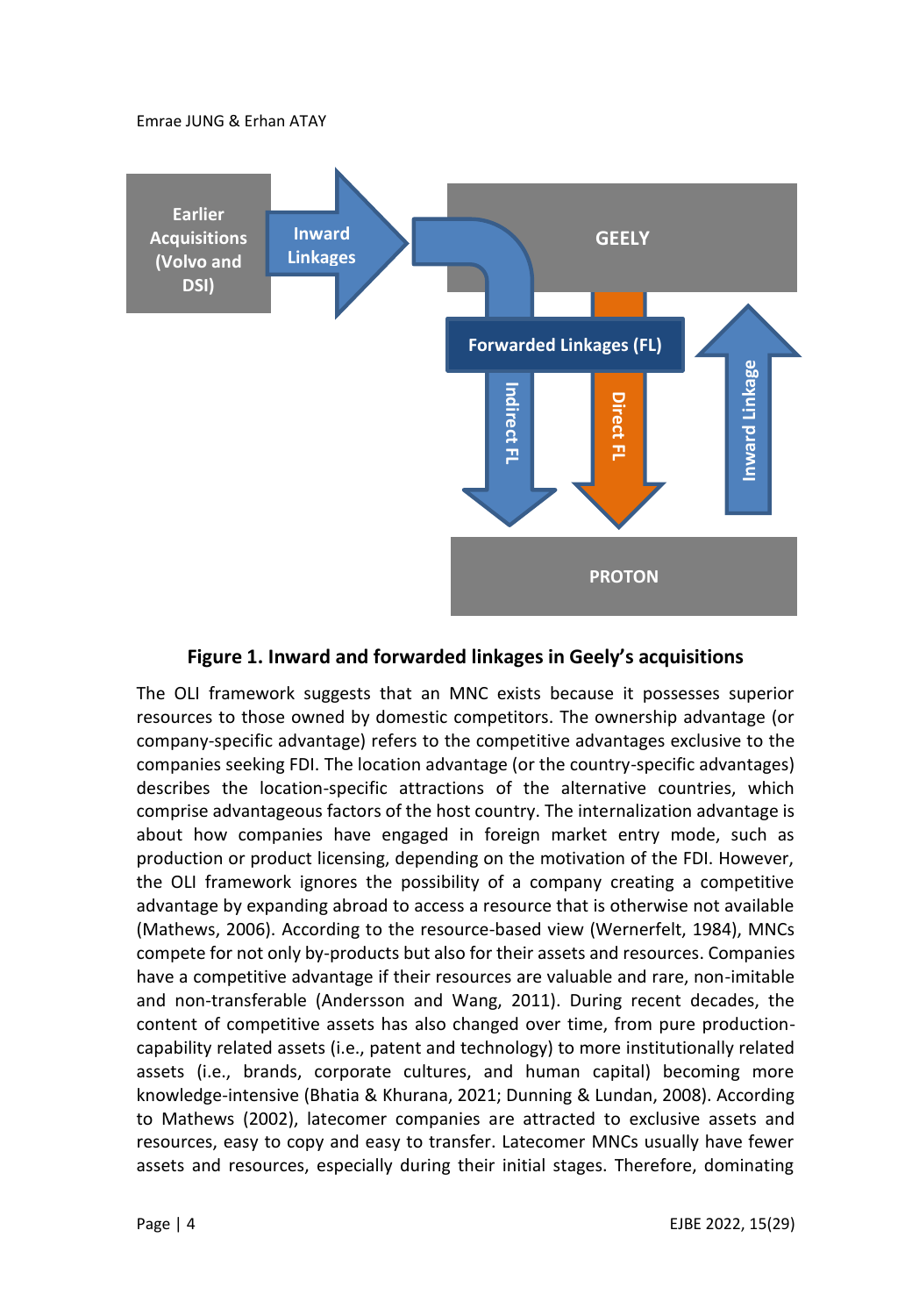**Figure 1. Inward and forwarded linkages in Geely's acquisitions**

The OLI framework suggests that an MNC exists because it possesses superior resources to those owned by domestic competitors. The ownership advantage (or company-specific advantage) refers to the competitive advantages exclusive to the companies seeking FDI. The location advantage (or the country-specific advantages) describes the location-specific attractions of the alternative countries, which comprise advantageous factors of the host country. The internalization advantage is about how companies have engaged in foreign market entry mode, such as production or product licensing, depending on the motivation of the FDI. However, the OLI framework ignores the possibility of a company creating a competitive advantage by expanding abroad to access a resource that is otherwise not available (Mathews, 2006). According to the resource-based view (Wernerfelt, 1984), MNCs compete for not only by-products but also for their assets and resources. Companies have a competitive advantage if their resources are valuable and rare, non-imitable and non-transferable (Andersson and Wang, 2011). During recent decades, the content of competitive assets has also changed over time, from pure production-capability related assets (i.e., patent and technology) to more institutionally related assets (i.e., brands, corporate cultures, and human capital) becoming more knowledge-intensive (Bhatia & Khurana, 2021; Dunning & Lundan, 2008). According to Mathews (2002), latecomer companies are attracted to exclusive assets and resources, easy to copy and easy to transfer. Latecomer MNCs usually have fewer assets and resources, especially during their initial stages. Therefore, dominating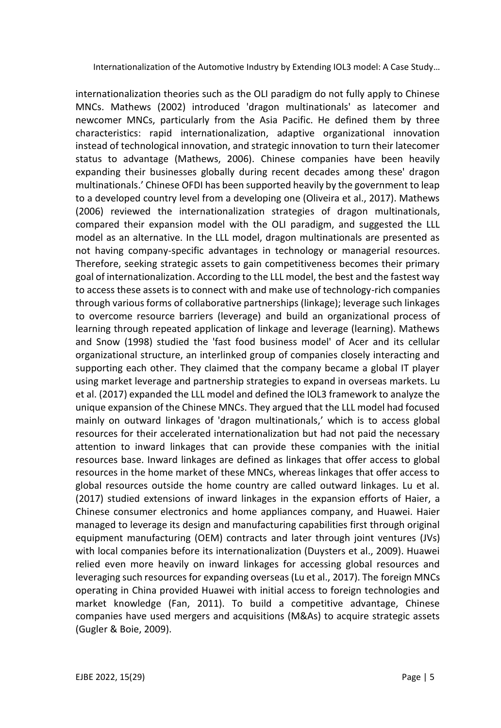internationalization theories such as the OLI paradigm do not fully apply to Chinese MNCs. Mathews (2002) introduced 'dragon multinationals' as latecomer and newcomer MNCs, particularly from the Asia Pacific. He defined them by three characteristics: rapid internationalization, adaptive organizational innovation instead of technological innovation, and strategic innovation to turn their latecomer status to advantage (Mathews, 2006). Chinese companies have been heavily expanding their businesses globally during recent decades among these' dragon multinationals.' Chinese OFDI has been supported heavily by the government to leap to a developed country level from a developing one (Oliveira et al., 2017). Mathews (2006) reviewed the internationalization strategies of dragon multinationals, compared their expansion model with the OLI paradigm, and suggested the LLL model as an alternative. In the LLL model, dragon multinationals are presented as not having company-specific advantages in technology or managerial resources. Therefore, seeking strategic assets to gain competitiveness becomes their primary goal of internationalization. According to the LLL model, the best and the fastest way to access these assets is to connect with and make use of technology-rich companies through various forms of collaborative partnerships (linkage); leverage such linkages to overcome resource barriers (leverage) and build an organizational process of learning through repeated application of linkage and leverage (learning). Mathews and Snow (1998) studied the 'fast food business model' of Acer and its cellular organizational structure, an interlinked group of companies closely interacting and supporting each other. They claimed that the company became a global IT player using market leverage and partnership strategies to expand in overseas markets. Lu et al. (2017) expanded the LLL model and defined the IOL3 framework to analyze the unique expansion of the Chinese MNCs. They argued that the LLL model had focused mainly on outward linkages of 'dragon multinationals,' which is to access global resources for their accelerated internationalization but had not paid the necessary attention to inward linkages that can provide these companies with the initial resources base. Inward linkages are defined as linkages that offer access to global resources in the home market of these MNCs, whereas linkages that offer access to global resources outside the home country are called outward linkages. Lu et al. (2017) studied extensions of inward linkages in the expansion efforts of Haier, a Chinese consumer electronics and home appliances company, and Huawei. Haier managed to leverage its design and manufacturing capabilities first through original equipment manufacturing (OEM) contracts and later through joint ventures (JVs) with local companies before its internationalization (Duysters et al., 2009). Huawei relied even more heavily on inward linkages for accessing global resources and leveraging such resources for expanding overseas (Lu et al., 2017). The foreign MNCs operating in China provided Huawei with initial access to foreign technologies and market knowledge (Fan, 2011). To build a competitive advantage, Chinese companies have used mergers and acquisitions (M&As) to acquire strategic assets (Gugler & Boie, 2009).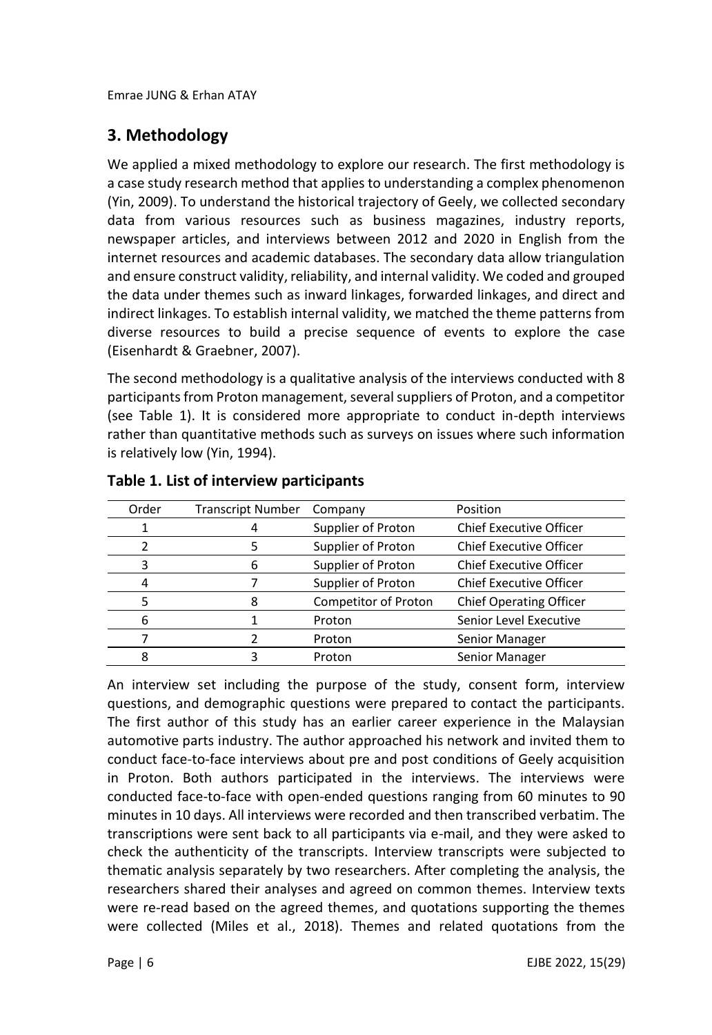## 3. Methodology

We applied a mixed methodology to explore our research. The first methodology is a case study research method that applies to understanding a complex phenomenon (Yin, 2009). To understand the historical trajectory of Geely, we collected secondary data from various resources such as business magazines, industry reports, newspaper articles, and interviews between 2012 and 2020 in English from the internet resources and academic databases. The secondary data allow triangulation and ensure construct validity, reliability, and internal validity. We coded and grouped the data under themes such as inward linkages, forwarded linkages, and direct and indirect linkages. To establish internal validity, we matched the theme patterns from diverse resources to build a precise sequence of events to explore the case (Eisenhardt & Graebner, 2007).

The second methodology is a qualitative analysis of the interviews conducted with 8 participants from Proton management, several suppliers of Proton, and a competitor (see Table 1). It is considered more appropriate to conduct in-depth interviews rather than quantitative methods such as surveys on issues where such information is relatively low (Yin, 1994).

**Table 1. List of interview participants**

| Order | Transcript Number | Company | Position |
|---|---|---|---|
| 1 | 4 | Supplier of Proton | Chief Executive Officer |
| 2 | 5 | Supplier of Proton | Chief Executive Officer |
| 3 | 6 | Supplier of Proton | Chief Executive Officer |
| 4 | 7 | Supplier of Proton | Chief Executive Officer |
| 5 | 8 | Competitor of Proton | Chief Operating Officer |
| 6 | 1 | Proton | Senior Level Executive |
| 7 | 2 | Proton | Senior Manager |
| 8 | 3 | Proton | Senior Manager |

An interview set including the purpose of the study, consent form, interview questions, and demographic questions were prepared to contact the participants. The first author of this study has an earlier career experience in the Malaysian automotive parts industry. The author approached his network and invited them to conduct face-to-face interviews about pre and post conditions of Geely acquisition in Proton. Both authors participated in the interviews. The interviews were conducted face-to-face with open-ended questions ranging from 60 minutes to 90 minutes in 10 days. All interviews were recorded and then transcribed verbatim. The transcriptions were sent back to all participants via e-mail, and they were asked to check the authenticity of the transcripts. Interview transcripts were subjected to thematic analysis separately by two researchers. After completing the analysis, the researchers shared their analyses and agreed on common themes. Interview texts were re-read based on the agreed themes, and quotations supporting the themes were collected (Miles et al., 2018). Themes and related quotations from the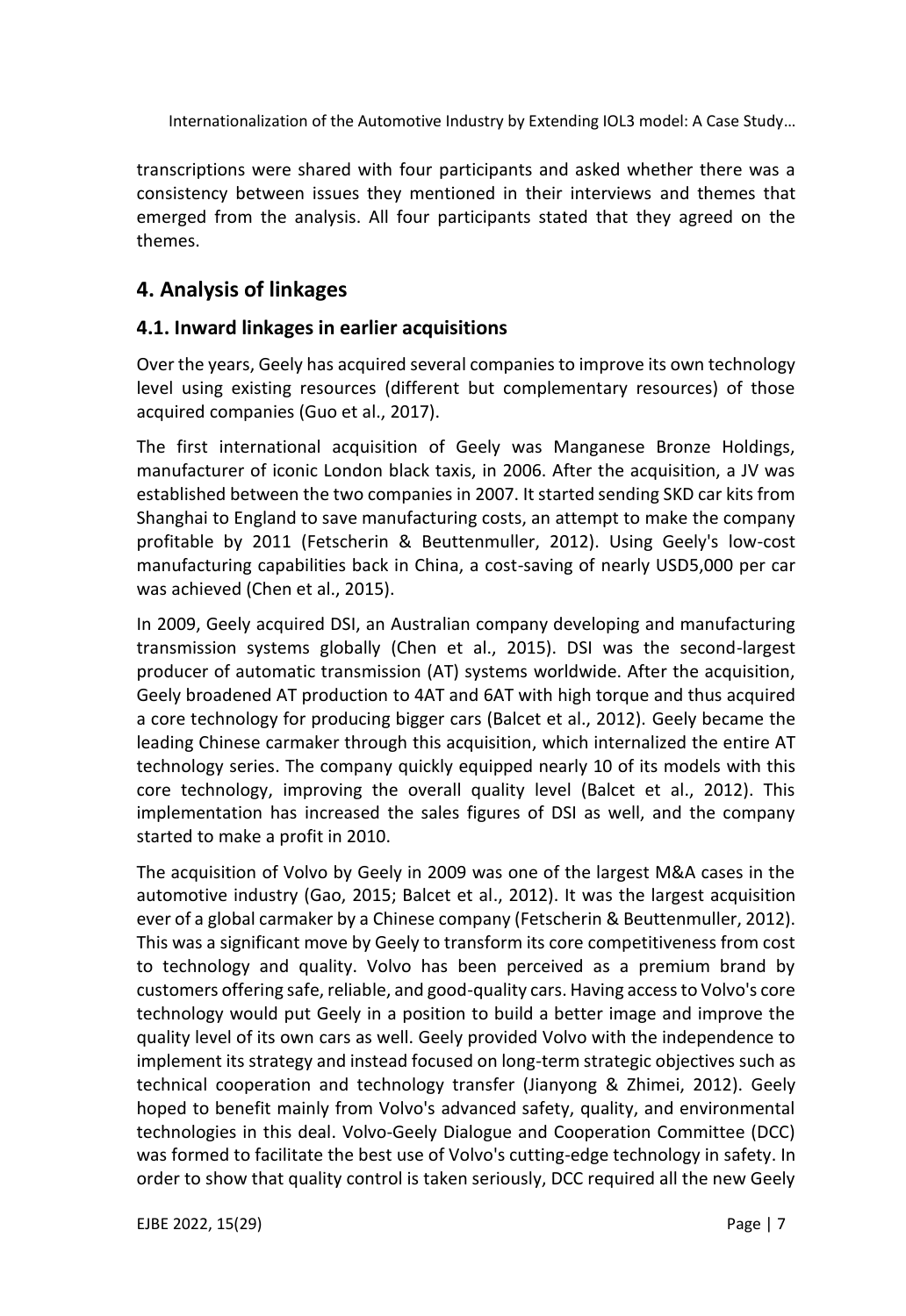transcriptions were shared with four participants and asked whether there was a consistency between issues they mentioned in their interviews and themes that emerged from the analysis. All four participants stated that they agreed on the themes.

## 4. Analysis of linkages

### 4.1. Inward linkages in earlier acquisitions

Over the years, Geely has acquired several companies to improve its own technology level using existing resources (different but complementary resources) of those acquired companies (Guo et al., 2017).

The first international acquisition of Geely was Manganese Bronze Holdings, manufacturer of iconic London black taxis, in 2006. After the acquisition, a JV was established between the two companies in 2007. It started sending SKD car kits from Shanghai to England to save manufacturing costs, an attempt to make the company profitable by 2011 (Fetscherin & Beuttenmuller, 2012). Using Geely's low-cost manufacturing capabilities back in China, a cost-saving of nearly USD5,000 per car was achieved (Chen et al., 2015).

In 2009, Geely acquired DSI, an Australian company developing and manufacturing transmission systems globally (Chen et al., 2015). DSI was the second-largest producer of automatic transmission (AT) systems worldwide. After the acquisition, Geely broadened AT production to 4AT and 6AT with high torque and thus acquired a core technology for producing bigger cars (Balcet et al., 2012). Geely became the leading Chinese carmaker through this acquisition, which internalized the entire AT technology series. The company quickly equipped nearly 10 of its models with this core technology, improving the overall quality level (Balcet et al., 2012). This implementation has increased the sales figures of DSI as well, and the company started to make a profit in 2010.

The acquisition of Volvo by Geely in 2009 was one of the largest M&A cases in the automotive industry (Gao, 2015; Balcet et al., 2012). It was the largest acquisition ever of a global carmaker by a Chinese company (Fetscherin & Beuttenmuller, 2012). This was a significant move by Geely to transform its core competitiveness from cost to technology and quality. Volvo has been perceived as a premium brand by customers offering safe, reliable, and good-quality cars. Having access to Volvo's core technology would put Geely in a position to build a better image and improve the quality level of its own cars as well. Geely provided Volvo with the independence to implement its strategy and instead focused on long-term strategic objectives such as technical cooperation and technology transfer (Jianyong & Zhimei, 2012). Geely hoped to benefit mainly from Volvo's advanced safety, quality, and environmental technologies in this deal. Volvo-Geely Dialogue and Cooperation Committee (DCC) was formed to facilitate the best use of Volvo's cutting-edge technology in safety. In order to show that quality control is taken seriously, DCC required all the new Geely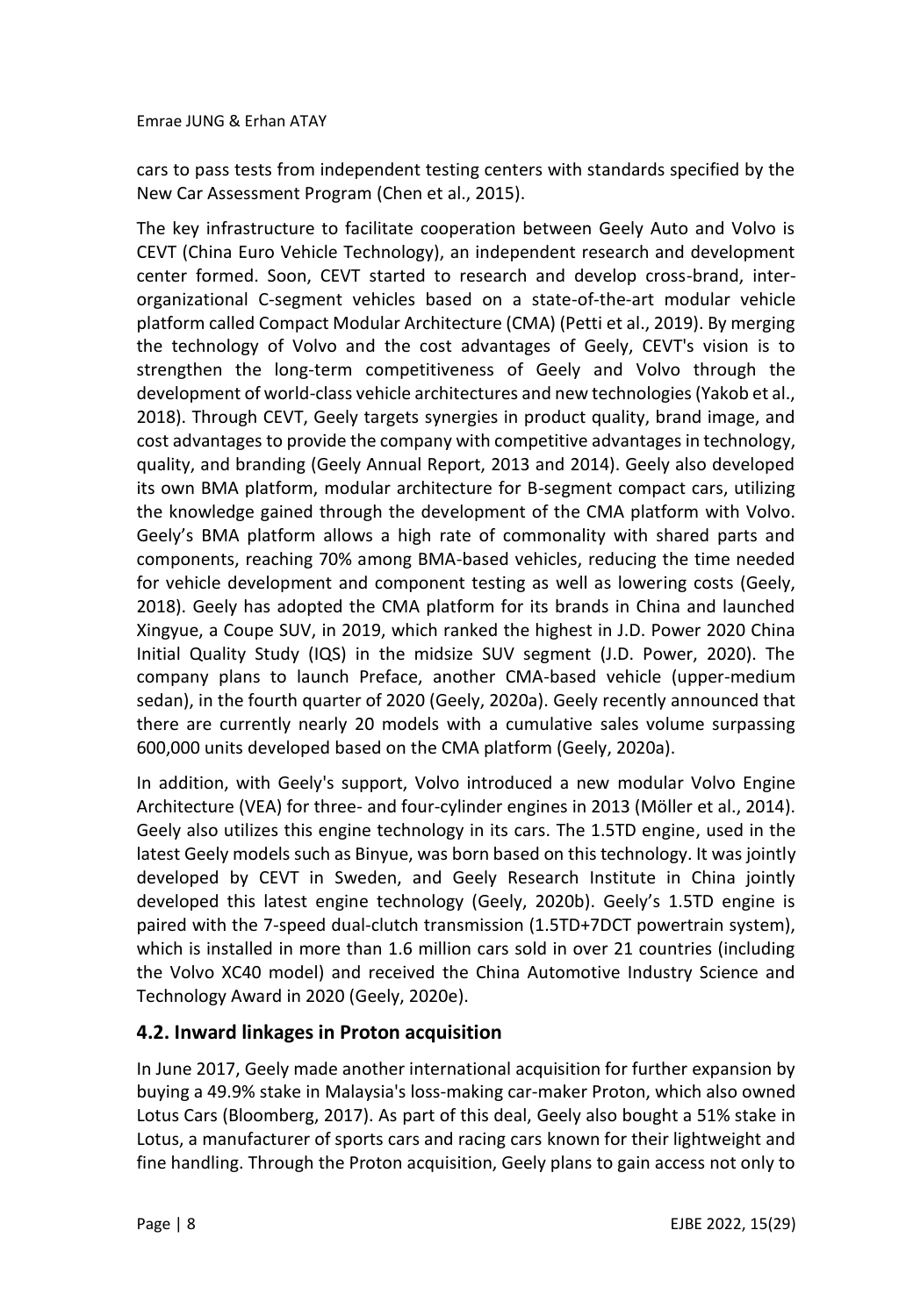cars to pass tests from independent testing centers with standards specified by the New Car Assessment Program (Chen et al., 2015).

The key infrastructure to facilitate cooperation between Geely Auto and Volvo is CEVT (China Euro Vehicle Technology), an independent research and development center formed. Soon, CEVT started to research and develop cross-brand, inter-organizational C-segment vehicles based on a state-of-the-art modular vehicle platform called Compact Modular Architecture (CMA) (Petti et al., 2019). By merging the technology of Volvo and the cost advantages of Geely, CEVT's vision is to strengthen the long-term competitiveness of Geely and Volvo through the development of world-class vehicle architectures and new technologies (Yakob et al., 2018). Through CEVT, Geely targets synergies in product quality, brand image, and cost advantages to provide the company with competitive advantages in technology, quality, and branding (Geely Annual Report, 2013 and 2014). Geely also developed its own BMA platform, modular architecture for B-segment compact cars, utilizing the knowledge gained through the development of the CMA platform with Volvo. Geely's BMA platform allows a high rate of commonality with shared parts and components, reaching 70% among BMA-based vehicles, reducing the time needed for vehicle development and component testing as well as lowering costs (Geely, 2018). Geely has adopted the CMA platform for its brands in China and launched Xingyue, a Coupe SUV, in 2019, which ranked the highest in J.D. Power 2020 China Initial Quality Study (IQS) in the midsize SUV segment (J.D. Power, 2020). The company plans to launch Preface, another CMA-based vehicle (upper-medium sedan), in the fourth quarter of 2020 (Geely, 2020a). Geely recently announced that there are currently nearly 20 models with a cumulative sales volume surpassing 600,000 units developed based on the CMA platform (Geely, 2020a).

In addition, with Geely's support, Volvo introduced a new modular Volvo Engine Architecture (VEA) for three- and four-cylinder engines in 2013 (Möller et al., 2014). Geely also utilizes this engine technology in its cars. The 1.5TD engine, used in the latest Geely models such as Binyue, was born based on this technology. It was jointly developed by CEVT in Sweden, and Geely Research Institute in China jointly developed this latest engine technology (Geely, 2020b). Geely's 1.5TD engine is paired with the 7-speed dual-clutch transmission (1.5TD+7DCT powertrain system), which is installed in more than 1.6 million cars sold in over 21 countries (including the Volvo XC40 model) and received the China Automotive Industry Science and Technology Award in 2020 (Geely, 2020e).

## 4.2. Inward linkages in Proton acquisition

In June 2017, Geely made another international acquisition for further expansion by buying a 49.9% stake in Malaysia's loss-making car-maker Proton, which also owned Lotus Cars (Bloomberg, 2017). As part of this deal, Geely also bought a 51% stake in Lotus, a manufacturer of sports cars and racing cars known for their lightweight and fine handling. Through the Proton acquisition, Geely plans to gain access not only to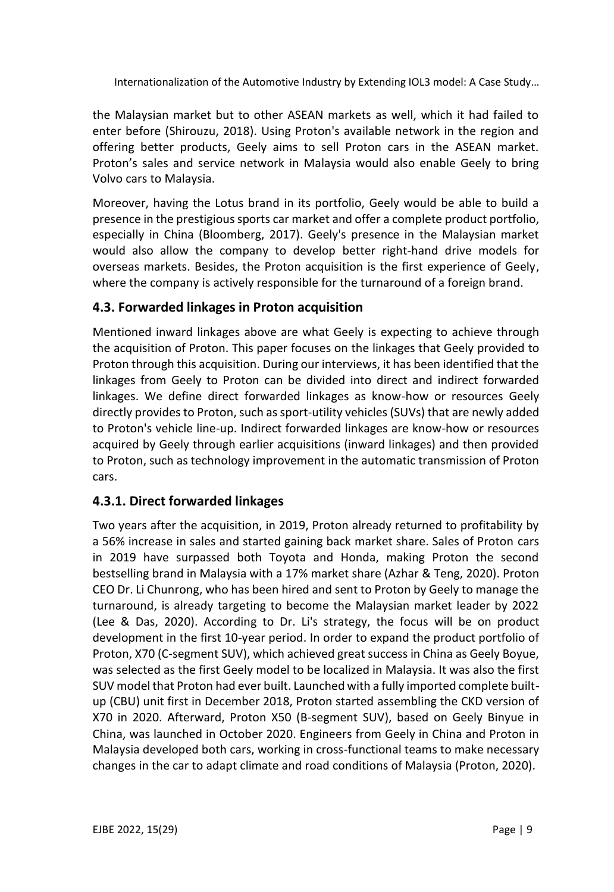the Malaysian market but to other ASEAN markets as well, which it had failed to enter before (Shirouzu, 2018). Using Proton's available network in the region and offering better products, Geely aims to sell Proton cars in the ASEAN market. Proton's sales and service network in Malaysia would also enable Geely to bring Volvo cars to Malaysia.

Moreover, having the Lotus brand in its portfolio, Geely would be able to build a presence in the prestigious sports car market and offer a complete product portfolio, especially in China (Bloomberg, 2017). Geely's presence in the Malaysian market would also allow the company to develop better right-hand drive models for overseas markets. Besides, the Proton acquisition is the first experience of Geely, where the company is actively responsible for the turnaround of a foreign brand.

### 4.3. Forwarded linkages in Proton acquisition

Mentioned inward linkages above are what Geely is expecting to achieve through the acquisition of Proton. This paper focuses on the linkages that Geely provided to Proton through this acquisition. During our interviews, it has been identified that the linkages from Geely to Proton can be divided into direct and indirect forwarded linkages. We define direct forwarded linkages as know-how or resources Geely directly provides to Proton, such as sport-utility vehicles (SUVs) that are newly added to Proton's vehicle line-up. Indirect forwarded linkages are know-how or resources acquired by Geely through earlier acquisitions (inward linkages) and then provided to Proton, such as technology improvement in the automatic transmission of Proton cars.

#### 4.3.1. Direct forwarded linkages

Two years after the acquisition, in 2019, Proton already returned to profitability by a 56% increase in sales and started gaining back market share. Sales of Proton cars in 2019 have surpassed both Toyota and Honda, making Proton the second bestselling brand in Malaysia with a 17% market share (Azhar & Teng, 2020). Proton CEO Dr. Li Chunrong, who has been hired and sent to Proton by Geely to manage the turnaround, is already targeting to become the Malaysian market leader by 2022 (Lee & Das, 2020). According to Dr. Li's strategy, the focus will be on product development in the first 10-year period. In order to expand the product portfolio of Proton, X70 (C-segment SUV), which achieved great success in China as Geely Boyue, was selected as the first Geely model to be localized in Malaysia. It was also the first SUV model that Proton had ever built. Launched with a fully imported complete built-up (CBU) unit first in December 2018, Proton started assembling the CKD version of X70 in 2020. Afterward, Proton X50 (B-segment SUV), based on Geely Binyue in China, was launched in October 2020. Engineers from Geely in China and Proton in Malaysia developed both cars, working in cross-functional teams to make necessary changes in the car to adapt climate and road conditions of Malaysia (Proton, 2020).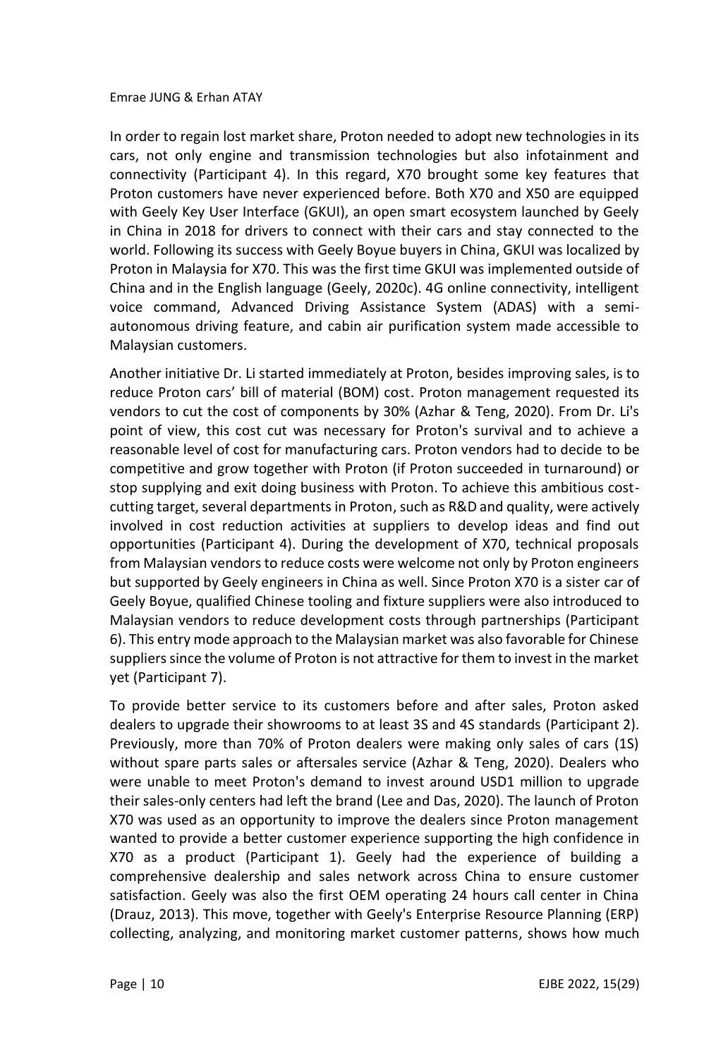In order to regain lost market share, Proton needed to adopt new technologies in its cars, not only engine and transmission technologies but also infotainment and connectivity (Participant 4). In this regard, X70 brought some key features that Proton customers have never experienced before. Both X70 and X50 are equipped with Geely Key User Interface (GKUI), an open smart ecosystem launched by Geely in China in 2018 for drivers to connect with their cars and stay connected to the world. Following its success with Geely Boyue buyers in China, GKUI was localized by Proton in Malaysia for X70. This was the first time GKUI was implemented outside of China and in the English language (Geely, 2020c). 4G online connectivity, intelligent voice command, Advanced Driving Assistance System (ADAS) with a semi-autonomous driving feature, and cabin air purification system made accessible to Malaysian customers.

Another initiative Dr. Li started immediately at Proton, besides improving sales, is to reduce Proton cars' bill of material (BOM) cost. Proton management requested its vendors to cut the cost of components by 30% (Azhar & Teng, 2020). From Dr. Li's point of view, this cost cut was necessary for Proton's survival and to achieve a reasonable level of cost for manufacturing cars. Proton vendors had to decide to be competitive and grow together with Proton (if Proton succeeded in turnaround) or stop supplying and exit doing business with Proton. To achieve this ambitious cost-cutting target, several departments in Proton, such as R&D and quality, were actively involved in cost reduction activities at suppliers to develop ideas and find out opportunities (Participant 4). During the development of X70, technical proposals from Malaysian vendors to reduce costs were welcome not only by Proton engineers but supported by Geely engineers in China as well. Since Proton X70 is a sister car of Geely Boyue, qualified Chinese tooling and fixture suppliers were also introduced to Malaysian vendors to reduce development costs through partnerships (Participant 6). This entry mode approach to the Malaysian market was also favorable for Chinese suppliers since the volume of Proton is not attractive for them to invest in the market yet (Participant 7).

To provide better service to its customers before and after sales, Proton asked dealers to upgrade their showrooms to at least 3S and 4S standards (Participant 2). Previously, more than 70% of Proton dealers were making only sales of cars (1S) without spare parts sales or aftersales service (Azhar & Teng, 2020). Dealers who were unable to meet Proton's demand to invest around USD1 million to upgrade their sales-only centers had left the brand (Lee and Das, 2020). The launch of Proton X70 was used as an opportunity to improve the dealers since Proton management wanted to provide a better customer experience supporting the high confidence in X70 as a product (Participant 1). Geely had the experience of building a comprehensive dealership and sales network across China to ensure customer satisfaction. Geely was also the first OEM operating 24 hours call center in China (Drauz, 2013). This move, together with Geely's Enterprise Resource Planning (ERP) collecting, analyzing, and monitoring market customer patterns, shows how much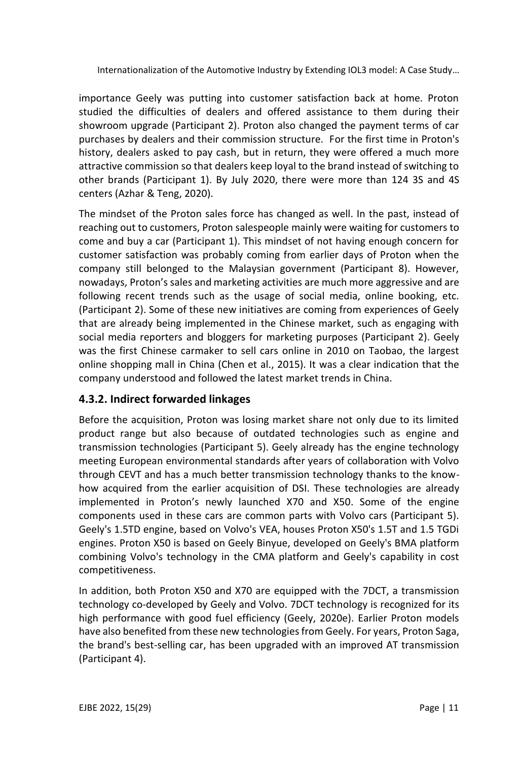importance Geely was putting into customer satisfaction back at home. Proton studied the difficulties of dealers and offered assistance to them during their showroom upgrade (Participant 2). Proton also changed the payment terms of car purchases by dealers and their commission structure. For the first time in Proton's history, dealers asked to pay cash, but in return, they were offered a much more attractive commission so that dealers keep loyal to the brand instead of switching to other brands (Participant 1). By July 2020, there were more than 124 3S and 4S centers (Azhar & Teng, 2020).

The mindset of the Proton sales force has changed as well. In the past, instead of reaching out to customers, Proton salespeople mainly were waiting for customers to come and buy a car (Participant 1). This mindset of not having enough concern for customer satisfaction was probably coming from earlier days of Proton when the company still belonged to the Malaysian government (Participant 8). However, nowadays, Proton's sales and marketing activities are much more aggressive and are following recent trends such as the usage of social media, online booking, etc. (Participant 2). Some of these new initiatives are coming from experiences of Geely that are already being implemented in the Chinese market, such as engaging with social media reporters and bloggers for marketing purposes (Participant 2). Geely was the first Chinese carmaker to sell cars online in 2010 on Taobao, the largest online shopping mall in China (Chen et al., 2015). It was a clear indication that the company understood and followed the latest market trends in China.

### 4.3.2. Indirect forwarded linkages

Before the acquisition, Proton was losing market share not only due to its limited product range but also because of outdated technologies such as engine and transmission technologies (Participant 5). Geely already has the engine technology meeting European environmental standards after years of collaboration with Volvo through CEVT and has a much better transmission technology thanks to the know-how acquired from the earlier acquisition of DSI. These technologies are already implemented in Proton's newly launched X70 and X50. Some of the engine components used in these cars are common parts with Volvo cars (Participant 5). Geely's 1.5TD engine, based on Volvo's VEA, houses Proton X50's 1.5T and 1.5 TGDi engines. Proton X50 is based on Geely Binyue, developed on Geely's BMA platform combining Volvo's technology in the CMA platform and Geely's capability in cost competitiveness.

In addition, both Proton X50 and X70 are equipped with the 7DCT, a transmission technology co-developed by Geely and Volvo. 7DCT technology is recognized for its high performance with good fuel efficiency (Geely, 2020e). Earlier Proton models have also benefited from these new technologies from Geely. For years, Proton Saga, the brand's best-selling car, has been upgraded with an improved AT transmission (Participant 4).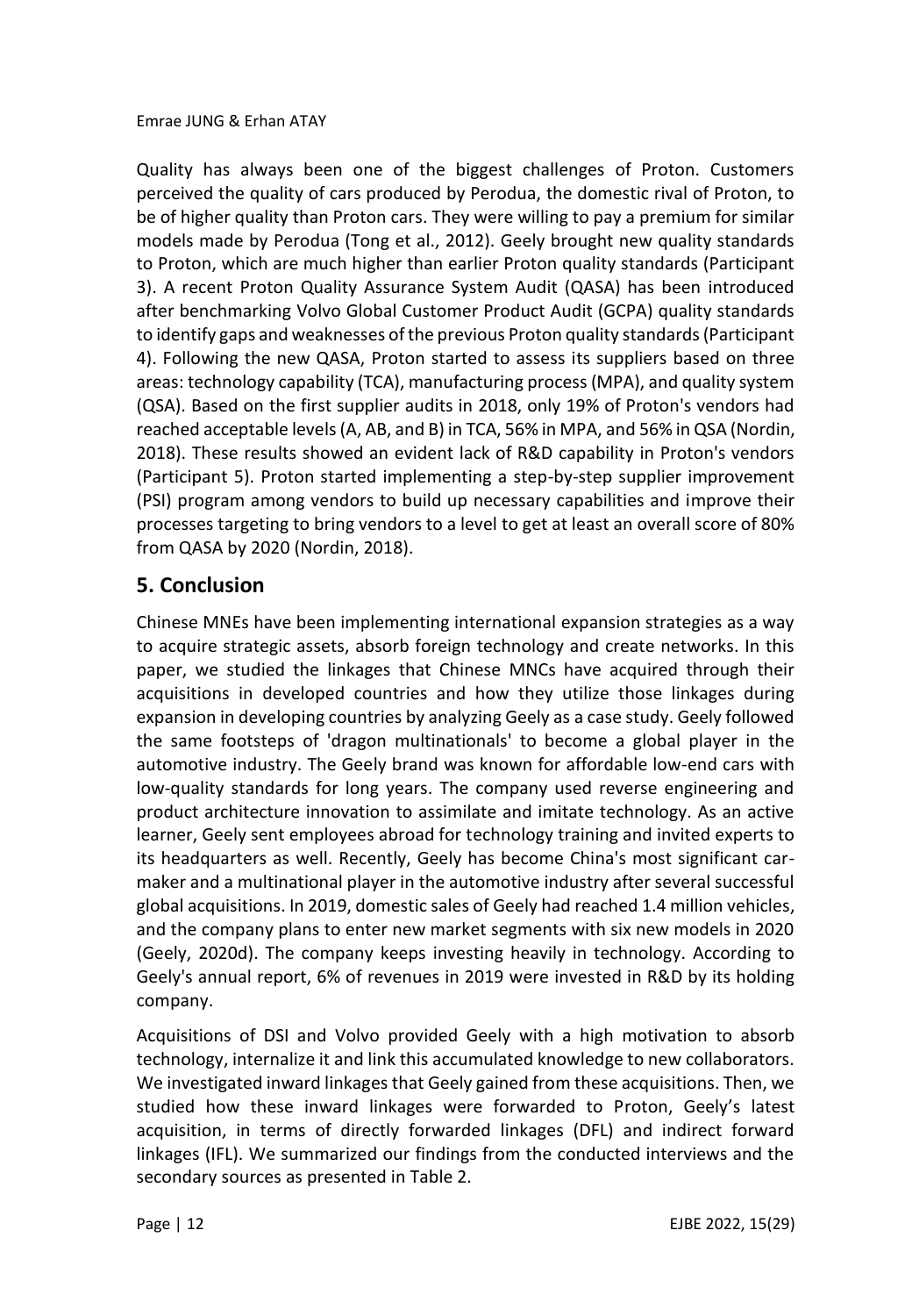Quality has always been one of the biggest challenges of Proton. Customers perceived the quality of cars produced by Perodua, the domestic rival of Proton, to be of higher quality than Proton cars. They were willing to pay a premium for similar models made by Perodua (Tong et al., 2012). Geely brought new quality standards to Proton, which are much higher than earlier Proton quality standards (Participant 3). A recent Proton Quality Assurance System Audit (QASA) has been introduced after benchmarking Volvo Global Customer Product Audit (GCPA) quality standards to identify gaps and weaknesses of the previous Proton quality standards (Participant 4). Following the new QASA, Proton started to assess its suppliers based on three areas: technology capability (TCA), manufacturing process (MPA), and quality system (QSA). Based on the first supplier audits in 2018, only 19% of Proton's vendors had reached acceptable levels (A, AB, and B) in TCA, 56% in MPA, and 56% in QSA (Nordin, 2018). These results showed an evident lack of R&D capability in Proton's vendors (Participant 5). Proton started implementing a step-by-step supplier improvement (PSI) program among vendors to build up necessary capabilities and improve their processes targeting to bring vendors to a level to get at least an overall score of 80% from QASA by 2020 (Nordin, 2018).

## 5. Conclusion

Chinese MNEs have been implementing international expansion strategies as a way to acquire strategic assets, absorb foreign technology and create networks. In this paper, we studied the linkages that Chinese MNCs have acquired through their acquisitions in developed countries and how they utilize those linkages during expansion in developing countries by analyzing Geely as a case study. Geely followed the same footsteps of 'dragon multinationals' to become a global player in the automotive industry. The Geely brand was known for affordable low-end cars with low-quality standards for long years. The company used reverse engineering and product architecture innovation to assimilate and imitate technology. As an active learner, Geely sent employees abroad for technology training and invited experts to its headquarters as well. Recently, Geely has become China's most significant car-maker and a multinational player in the automotive industry after several successful global acquisitions. In 2019, domestic sales of Geely had reached 1.4 million vehicles, and the company plans to enter new market segments with six new models in 2020 (Geely, 2020d). The company keeps investing heavily in technology. According to Geely's annual report, 6% of revenues in 2019 were invested in R&D by its holding company.

Acquisitions of DSI and Volvo provided Geely with a high motivation to absorb technology, internalize it and link this accumulated knowledge to new collaborators. We investigated inward linkages that Geely gained from these acquisitions. Then, we studied how these inward linkages were forwarded to Proton, Geely's latest acquisition, in terms of directly forwarded linkages (DFL) and indirect forward linkages (IFL). We summarized our findings from the conducted interviews and the secondary sources as presented in Table 2.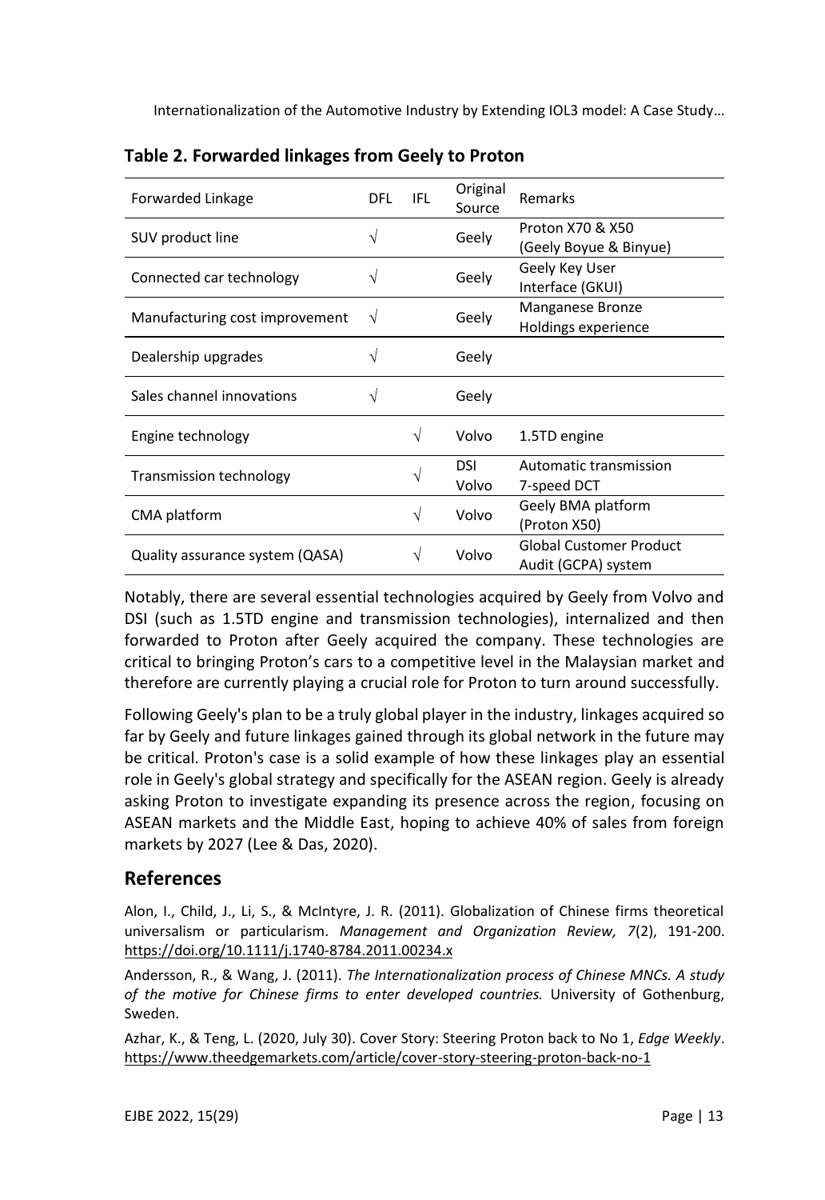**Table 2. Forwarded linkages from Geely to Proton**

| Forwarded Linkage | DFL | IFL | Original Source | Remarks |
|---|---|---|---|---|
| SUV product line | √ | | Geely | Proton X70 & X50 (Geely Boyue & Binyue) |
| Connected car technology | √ | | Geely | Geely Key User Interface (GKUI) |
| Manufacturing cost improvement | √ | | Geely | Manganese Bronze Holdings experience |
| Dealership upgrades | √ | | Geely | |
| Sales channel innovations | √ | | Geely | |
| Engine technology | | √ | Volvo | 1.5TD engine |
| Transmission technology | | √ | DSI Volvo | Automatic transmission 7-speed DCT |
| CMA platform | | √ | Volvo | Geely BMA platform (Proton X50) |
| Quality assurance system (QASA) | | √ | Volvo | Global Customer Product Audit (GCPA) system |

Notably, there are several essential technologies acquired by Geely from Volvo and DSI (such as 1.5TD engine and transmission technologies), internalized and then forwarded to Proton after Geely acquired the company. These technologies are critical to bringing Proton's cars to a competitive level in the Malaysian market and therefore are currently playing a crucial role for Proton to turn around successfully.

Following Geely's plan to be a truly global player in the industry, linkages acquired so far by Geely and future linkages gained through its global network in the future may be critical. Proton's case is a solid example of how these linkages play an essential role in Geely's global strategy and specifically for the ASEAN region. Geely is already asking Proton to investigate expanding its presence across the region, focusing on ASEAN markets and the Middle East, hoping to achieve 40% of sales from foreign markets by 2027 (Lee & Das, 2020).

## References

Alon, I., Child, J., Li, S., & McIntyre, J. R. (2011). Globalization of Chinese firms theoretical universalism or particularism. *Management and Organization Review, 7*(2), 191-200. https://doi.org/10.1111/j.1740-8784.2011.00234.x

Andersson, R., & Wang, J. (2011). *The Internationalization process of Chinese MNCs. A study of the motive for Chinese firms to enter developed countries.* University of Gothenburg, Sweden.

Azhar, K., & Teng, L. (2020, July 30). Cover Story: Steering Proton back to No 1, *Edge Weekly*. https://www.theedgemarkets.com/article/cover-story-steering-proton-back-no-1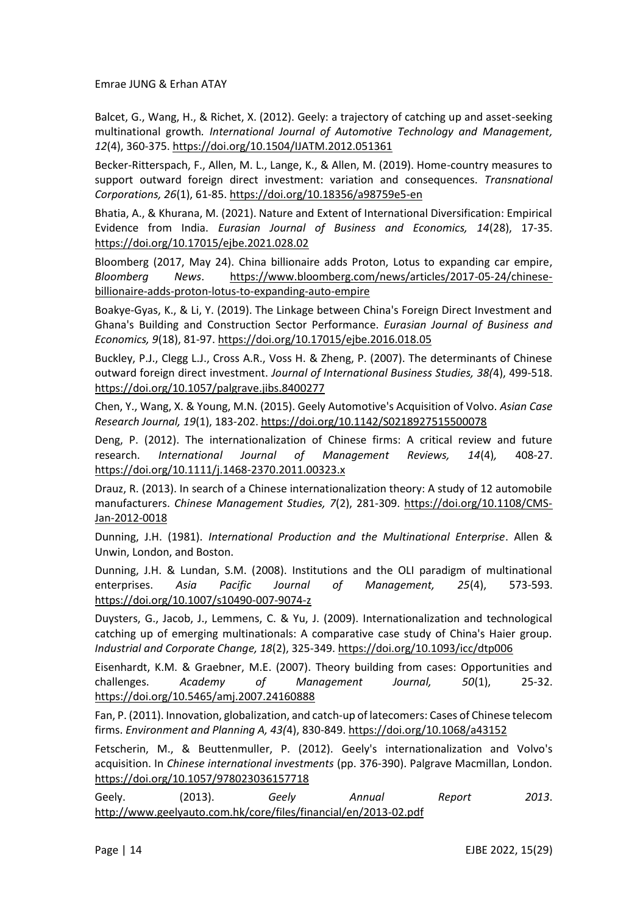Balcet, G., Wang, H., & Richet, X. (2012). Geely: a trajectory of catching up and asset-seeking multinational growth. *International Journal of Automotive Technology and Management, 12*(4), 360-375. https://doi.org/10.1504/IJATM.2012.051361

Becker-Ritterspach, F., Allen, M. L., Lange, K., & Allen, M. (2019). Home-country measures to support outward foreign direct investment: variation and consequences. *Transnational Corporations, 26*(1), 61-85. https://doi.org/10.18356/a98759e5-en

Bhatia, A., & Khurana, M. (2021). Nature and Extent of International Diversification: Empirical Evidence from India. *Eurasian Journal of Business and Economics, 14*(28), 17-35. https://doi.org/10.17015/ejbe.2021.028.02

Bloomberg (2017, May 24). China billionaire adds Proton, Lotus to expanding car empire, *Bloomberg News*. https://www.bloomberg.com/news/articles/2017-05-24/chinese-billionaire-adds-proton-lotus-to-expanding-auto-empire

Boakye-Gyas, K., & Li, Y. (2019). The Linkage between China's Foreign Direct Investment and Ghana's Building and Construction Sector Performance. *Eurasian Journal of Business and Economics, 9*(18), 81-97. https://doi.org/10.17015/ejbe.2016.018.05

Buckley, P.J., Clegg L.J., Cross A.R., Voss H. & Zheng, P. (2007). The determinants of Chinese outward foreign direct investment. *Journal of International Business Studies, 38(*4), 499-518. https://doi.org/10.1057/palgrave.jibs.8400277

Chen, Y., Wang, X. & Young, M.N. (2015). Geely Automotive's Acquisition of Volvo. *Asian Case Research Journal, 19*(1), 183-202. https://doi.org/10.1142/S0218927515500078

Deng, P. (2012). The internationalization of Chinese firms: A critical review and future research. *International Journal of Management Reviews, 14*(4), 408-27. https://doi.org/10.1111/j.1468-2370.2011.00323.x

Drauz, R. (2013). In search of a Chinese internationalization theory: A study of 12 automobile manufacturers. *Chinese Management Studies, 7*(2), 281-309. https://doi.org/10.1108/CMS-Jan-2012-0018

Dunning, J.H. (1981). *International Production and the Multinational Enterprise*. Allen & Unwin, London, and Boston.

Dunning, J.H. & Lundan, S.M. (2008). Institutions and the OLI paradigm of multinational enterprises. *Asia Pacific Journal of Management, 25*(4), 573-593. https://doi.org/10.1007/s10490-007-9074-z

Duysters, G., Jacob, J., Lemmens, C. & Yu, J. (2009). Internationalization and technological catching up of emerging multinationals: A comparative case study of China's Haier group. *Industrial and Corporate Change, 18*(2), 325-349. https://doi.org/10.1093/icc/dtp006

Eisenhardt, K.M. & Graebner, M.E. (2007). Theory building from cases: Opportunities and challenges. *Academy of Management Journal, 50*(1), 25-32. https://doi.org/10.5465/amj.2007.24160888

Fan, P. (2011). Innovation, globalization, and catch-up of latecomers: Cases of Chinese telecom firms. *Environment and Planning A, 43(*4), 830-849. https://doi.org/10.1068/a43152

Fetscherin, M., & Beuttenmuller, P. (2012). Geely's internationalization and Volvo's acquisition. In *Chinese international investments* (pp. 376-390). Palgrave Macmillan, London. https://doi.org/10.1057/978023036157718

Geely. (2013). *Geely Annual Report 2013*. http://www.geelyauto.com.hk/core/files/financial/en/2013-02.pdf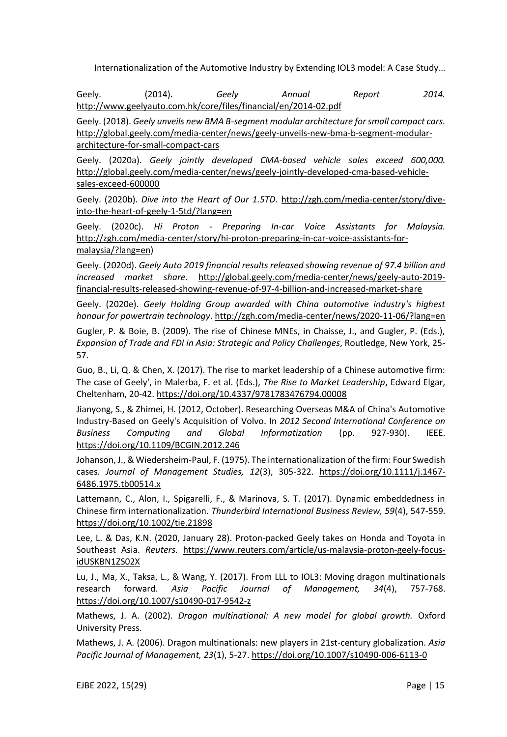Geely. (2014). *Geely Annual Report 2014.* http://www.geelyauto.com.hk/core/files/financial/en/2014-02.pdf

Geely. (2018). *Geely unveils new BMA B-segment modular architecture for small compact cars.* http://global.geely.com/media-center/news/geely-unveils-new-bma-b-segment-modular-architecture-for-small-compact-cars

Geely. (2020a). *Geely jointly developed CMA-based vehicle sales exceed 600,000.* http://global.geely.com/media-center/news/geely-jointly-developed-cma-based-vehicle-sales-exceed-600000

Geely. (2020b). *Dive into the Heart of Our 1.5TD.* http://zgh.com/media-center/story/dive-into-the-heart-of-geely-1-5td/?lang=en

Geely. (2020c). *Hi Proton - Preparing In-car Voice Assistants for Malaysia.* http://zgh.com/media-center/story/hi-proton-preparing-in-car-voice-assistants-for-malaysia/?lang=en)

Geely. (2020d). *Geely Auto 2019 financial results released showing revenue of 97.4 billion and increased market share.* http://global.geely.com/media-center/news/geely-auto-2019-financial-results-released-showing-revenue-of-97-4-billion-and-increased-market-share

Geely. (2020e). *Geely Holding Group awarded with China automotive industry's highest honour for powertrain technology*. http://zgh.com/media-center/news/2020-11-06/?lang=en

Gugler, P. & Boie, B. (2009). The rise of Chinese MNEs, in Chaisse, J., and Gugler, P. (Eds.), *Expansion of Trade and FDI in Asia: Strategic and Policy Challenges*, Routledge, New York, 25-57.

Guo, B., Li, Q. & Chen, X. (2017). The rise to market leadership of a Chinese automotive firm: The case of Geely', in Malerba, F. et al. (Eds.), *The Rise to Market Leadership*, Edward Elgar, Cheltenham, 20-42. https://doi.org/10.4337/9781783476794.00008

Jianyong, S., & Zhimei, H. (2012, October). Researching Overseas M&A of China's Automotive Industry-Based on Geely's Acquisition of Volvo. In *2012 Second International Conference on Business Computing and Global Informatization* (pp. 927-930). IEEE. https://doi.org/10.1109/BCGIN.2012.246

Johanson, J., & Wiedersheim-Paul, F. (1975). The internationalization of the firm: Four Swedish cases. *Journal of Management Studies, 12*(3), 305-322. https://doi.org/10.1111/j.1467-6486.1975.tb00514.x

Lattemann, C., Alon, I., Spigarelli, F., & Marinova, S. T. (2017). Dynamic embeddedness in Chinese firm internationalization. *Thunderbird International Business Review, 59*(4), 547-559. https://doi.org/10.1002/tie.21898

Lee, L. & Das, K.N. (2020, January 28). Proton-packed Geely takes on Honda and Toyota in Southeast Asia. *Reuters.* https://www.reuters.com/article/us-malaysia-proton-geely-focus-idUSKBN1ZS02X

Lu, J., Ma, X., Taksa, L., & Wang, Y. (2017). From LLL to IOL3: Moving dragon multinationals research forward. *Asia Pacific Journal of Management, 34*(4), 757-768. https://doi.org/10.1007/s10490-017-9542-z

Mathews, J. A. (2002). *Dragon multinational: A new model for global growth.* Oxford University Press.

Mathews, J. A. (2006). Dragon multinationals: new players in 21st-century globalization. *Asia Pacific Journal of Management, 23*(1), 5-27. https://doi.org/10.1007/s10490-006-6113-0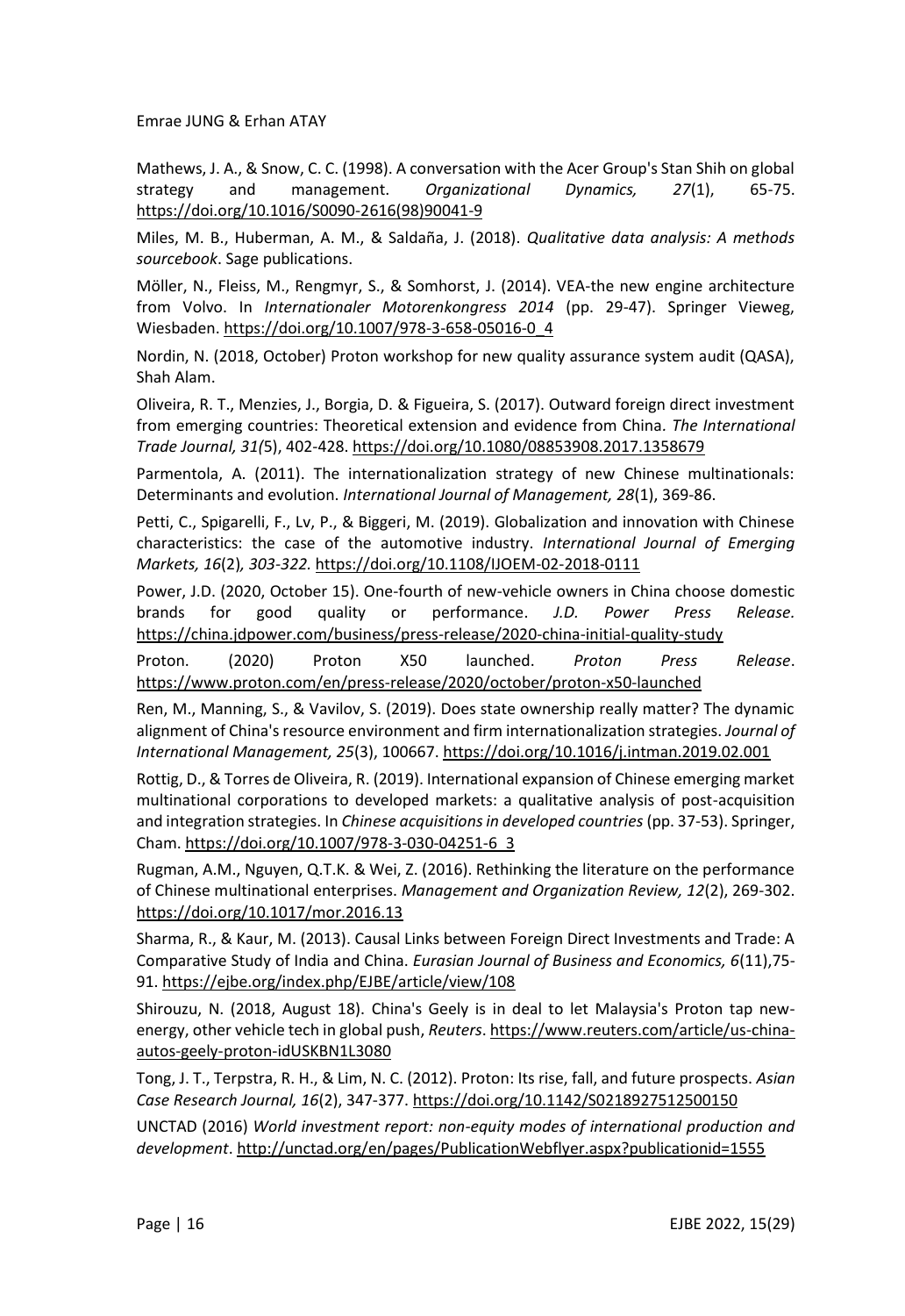Mathews, J. A., & Snow, C. C. (1998). A conversation with the Acer Group's Stan Shih on global strategy and management. *Organizational Dynamics, 27*(1), 65-75. https://doi.org/10.1016/S0090-2616(98)90041-9

Miles, M. B., Huberman, A. M., & Saldaña, J. (2018). *Qualitative data analysis: A methods sourcebook*. Sage publications.

Möller, N., Fleiss, M., Rengmyr, S., & Somhorst, J. (2014). VEA-the new engine architecture from Volvo. In *Internationaler Motorenkongress 2014* (pp. 29-47). Springer Vieweg, Wiesbaden. https://doi.org/10.1007/978-3-658-05016-0_4

Nordin, N. (2018, October) Proton workshop for new quality assurance system audit (QASA), Shah Alam.

Oliveira, R. T., Menzies, J., Borgia, D. & Figueira, S. (2017). Outward foreign direct investment from emerging countries: Theoretical extension and evidence from China. *The International Trade Journal, 31(*5), 402-428. https://doi.org/10.1080/08853908.2017.1358679

Parmentola, A. (2011). The internationalization strategy of new Chinese multinationals: Determinants and evolution. *International Journal of Management, 28*(1), 369-86.

Petti, C., Spigarelli, F., Lv, P., & Biggeri, M. (2019). Globalization and innovation with Chinese characteristics: the case of the automotive industry. *International Journal of Emerging Markets, 16*(2)*, 303-322.* https://doi.org/10.1108/IJOEM-02-2018-0111

Power, J.D. (2020, October 15). One-fourth of new-vehicle owners in China choose domestic brands for good quality or performance. *J.D. Power Press Release.* https://china.jdpower.com/business/press-release/2020-china-initial-quality-study

Proton. (2020) Proton X50 launched. *Proton Press Release*. https://www.proton.com/en/press-release/2020/october/proton-x50-launched

Ren, M., Manning, S., & Vavilov, S. (2019). Does state ownership really matter? The dynamic alignment of China's resource environment and firm internationalization strategies. *Journal of International Management, 25*(3), 100667. https://doi.org/10.1016/j.intman.2019.02.001

Rottig, D., & Torres de Oliveira, R. (2019). International expansion of Chinese emerging market multinational corporations to developed markets: a qualitative analysis of post-acquisition and integration strategies. In *Chinese acquisitions in developed countries* (pp. 37-53). Springer, Cham. https://doi.org/10.1007/978-3-030-04251-6_3

Rugman, A.M., Nguyen, Q.T.K. & Wei, Z. (2016). Rethinking the literature on the performance of Chinese multinational enterprises. *Management and Organization Review, 12*(2), 269-302. https://doi.org/10.1017/mor.2016.13

Sharma, R., & Kaur, M. (2013). Causal Links between Foreign Direct Investments and Trade: A Comparative Study of India and China. *Eurasian Journal of Business and Economics, 6*(11),75-91. https://ejbe.org/index.php/EJBE/article/view/108

Shirouzu, N. (2018, August 18). China's Geely is in deal to let Malaysia's Proton tap new-energy, other vehicle tech in global push, *Reuters*. https://www.reuters.com/article/us-china-autos-geely-proton-idUSKBN1L3080

Tong, J. T., Terpstra, R. H., & Lim, N. C. (2012). Proton: Its rise, fall, and future prospects. *Asian Case Research Journal, 16*(2), 347-377. https://doi.org/10.1142/S0218927512500150

UNCTAD (2016) *World investment report: non-equity modes of international production and development*. http://unctad.org/en/pages/PublicationWebflyer.aspx?publicationid=1555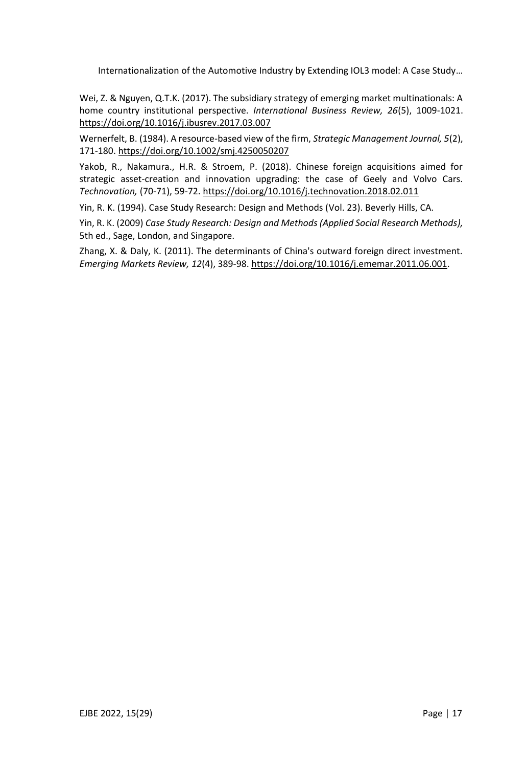Wei, Z. & Nguyen, Q.T.K. (2017). The subsidiary strategy of emerging market multinationals: A home country institutional perspective. *International Business Review, 26*(5), 1009-1021. https://doi.org/10.1016/j.ibusrev.2017.03.007

Wernerfelt, B. (1984). A resource-based view of the firm, *Strategic Management Journal, 5*(2), 171-180. https://doi.org/10.1002/smj.4250050207

Yakob, R., Nakamura., H.R. & Stroem, P. (2018). Chinese foreign acquisitions aimed for strategic asset-creation and innovation upgrading: the case of Geely and Volvo Cars. *Technovation,* (70-71), 59-72. https://doi.org/10.1016/j.technovation.2018.02.011

Yin, R. K. (1994). Case Study Research: Design and Methods (Vol. 23). Beverly Hills, CA.

Yin, R. K. (2009) *Case Study Research: Design and Methods (Applied Social Research Methods),* 5th ed., Sage, London, and Singapore.

Zhang, X. & Daly, K. (2011). The determinants of China's outward foreign direct investment. *Emerging Markets Review, 12*(4), 389-98. https://doi.org/10.1016/j.ememar.2011.06.001.